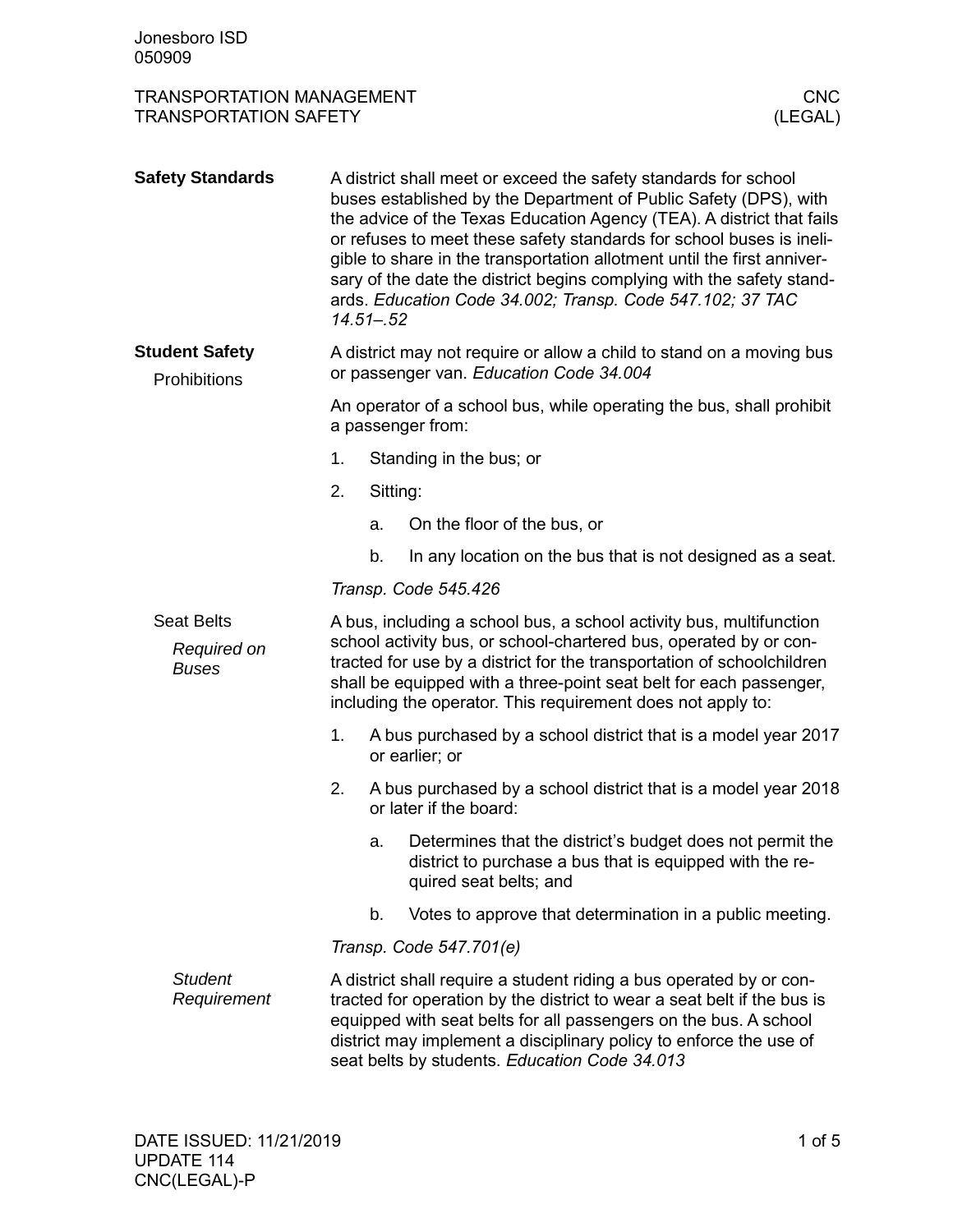# TRANSPORTATION MANAGEMENT — TRANSPORTATION SAFETY

CNC (LEGAL)

## Safety Standards

A district shall meet or exceed the safety standards for school buses established by the Department of Public Safety (DPS), with the advice of the Texas Education Agency (TEA). A district that fails or refuses to meet these safety standards for school buses is ineligible to share in the transportation allotment until the first anniversary of the date the district begins complying with the safety standards. *Education Code 34.002; Transp. Code 547.102; 37 TAC 14.51–.52*

## Student Safety

### Prohibitions

A district may not require or allow a child to stand on a moving bus or passenger van. *Education Code 34.004*

An operator of a school bus, while operating the bus, shall prohibit a passenger from:

1. Standing in the bus; or
2. Sitting:
   a. On the floor of the bus, or
   b. In any location on the bus that is not designed as a seat.

*Transp. Code 545.426*

### Seat Belts

#### *Required on Buses*

A bus, including a school bus, a school activity bus, multifunction school activity bus, or school-chartered bus, operated by or contracted for use by a district for the transportation of schoolchildren shall be equipped with a three-point seat belt for each passenger, including the operator. This requirement does not apply to:

1. A bus purchased by a school district that is a model year 2017 or earlier; or
2. A bus purchased by a school district that is a model year 2018 or later if the board:
   a. Determines that the district's budget does not permit the district to purchase a bus that is equipped with the required seat belts; and
   b. Votes to approve that determination in a public meeting.

*Transp. Code 547.701(e)*

#### *Student Requirement*

A district shall require a student riding a bus operated by or contracted for operation by the district to wear a seat belt if the bus is equipped with seat belts for all passengers on the bus. A school district may implement a disciplinary policy to enforce the use of seat belts by students. *Education Code 34.013*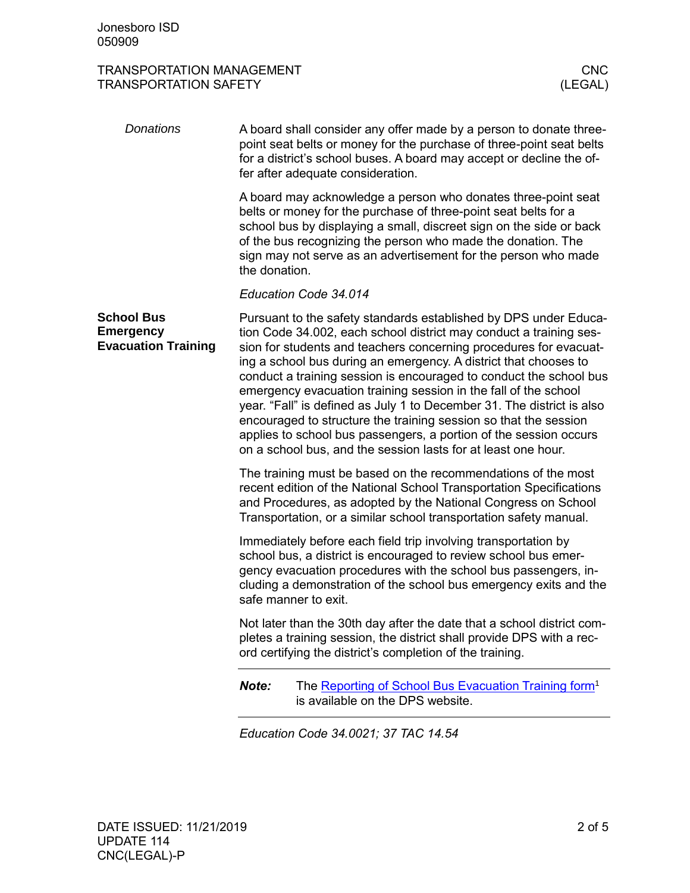*Donations*

A board shall consider any offer made by a person to donate three-point seat belts or money for the purchase of three-point seat belts for a district's school buses. A board may accept or decline the offer after adequate consideration.

A board may acknowledge a person who donates three-point seat belts or money for the purchase of three-point seat belts for a school bus by displaying a small, discreet sign on the side or back of the bus recognizing the person who made the donation. The sign may not serve as an advertisement for the person who made the donation.

*Education Code 34.014*

## School Bus Emergency Evacuation Training

Pursuant to the safety standards established by DPS under Education Code 34.002, each school district may conduct a training session for students and teachers concerning procedures for evacuating a school bus during an emergency. A district that chooses to conduct a training session is encouraged to conduct the school bus emergency evacuation training session in the fall of the school year. "Fall" is defined as July 1 to December 31. The district is also encouraged to structure the training session so that the session applies to school bus passengers, a portion of the session occurs on a school bus, and the session lasts for at least one hour.

The training must be based on the recommendations of the most recent edition of the National School Transportation Specifications and Procedures, as adopted by the National Congress on School Transportation, or a similar school transportation safety manual.

Immediately before each field trip involving transportation by school bus, a district is encouraged to review school bus emergency evacuation procedures with the school bus passengers, including a demonstration of the school bus emergency exits and the safe manner to exit.

Not later than the 30th day after the date that a school district completes a training session, the district shall provide DPS with a record certifying the district's completion of the training.

---

***Note:*** The Reporting of School Bus Evacuation Training form[1] is available on the DPS website.

---

*Education Code 34.0021; 37 TAC 14.54*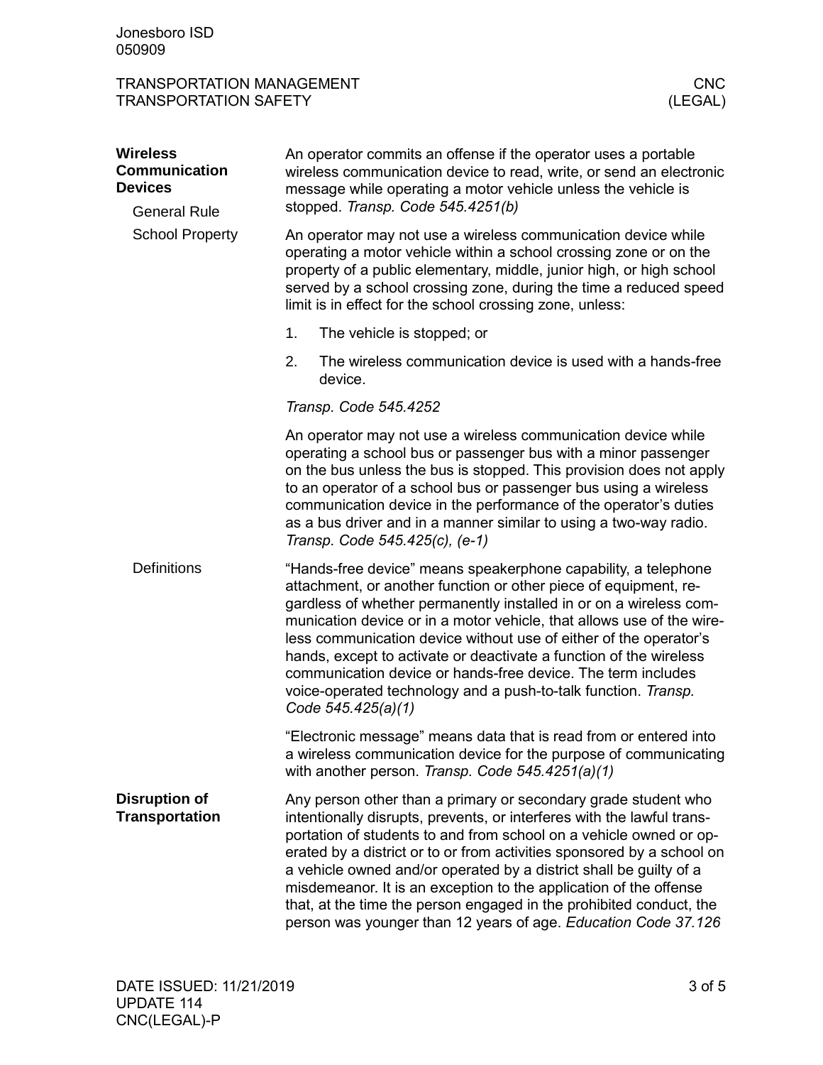## Wireless Communication Devices

### General Rule

An operator commits an offense if the operator uses a portable wireless communication device to read, write, or send an electronic message while operating a motor vehicle unless the vehicle is stopped. *Transp. Code 545.4251(b)*

### School Property

An operator may not use a wireless communication device while operating a motor vehicle within a school crossing zone or on the property of a public elementary, middle, junior high, or high school served by a school crossing zone, during the time a reduced speed limit is in effect for the school crossing zone, unless:

1. The vehicle is stopped; or
2. The wireless communication device is used with a hands-free device.

*Transp. Code 545.4252*

An operator may not use a wireless communication device while operating a school bus or passenger bus with a minor passenger on the bus unless the bus is stopped. This provision does not apply to an operator of a school bus or passenger bus using a wireless communication device in the performance of the operator's duties as a bus driver and in a manner similar to using a two-way radio. *Transp. Code 545.425(c), (e-1)*

### Definitions

"Hands-free device" means speakerphone capability, a telephone attachment, or another function or other piece of equipment, regardless of whether permanently installed in or on a wireless communication device or in a motor vehicle, that allows use of the wireless communication device without use of either of the operator's hands, except to activate or deactivate a function of the wireless communication device or hands-free device. The term includes voice-operated technology and a push-to-talk function. *Transp. Code 545.425(a)(1)*

"Electronic message" means data that is read from or entered into a wireless communication device for the purpose of communicating with another person. *Transp. Code 545.4251(a)(1)*

## Disruption of Transportation

Any person other than a primary or secondary grade student who intentionally disrupts, prevents, or interferes with the lawful transportation of students to and from school on a vehicle owned or operated by a district or to or from activities sponsored by a school on a vehicle owned and/or operated by a district shall be guilty of a misdemeanor. It is an exception to the application of the offense that, at the time the person engaged in the prohibited conduct, the person was younger than 12 years of age. *Education Code 37.126*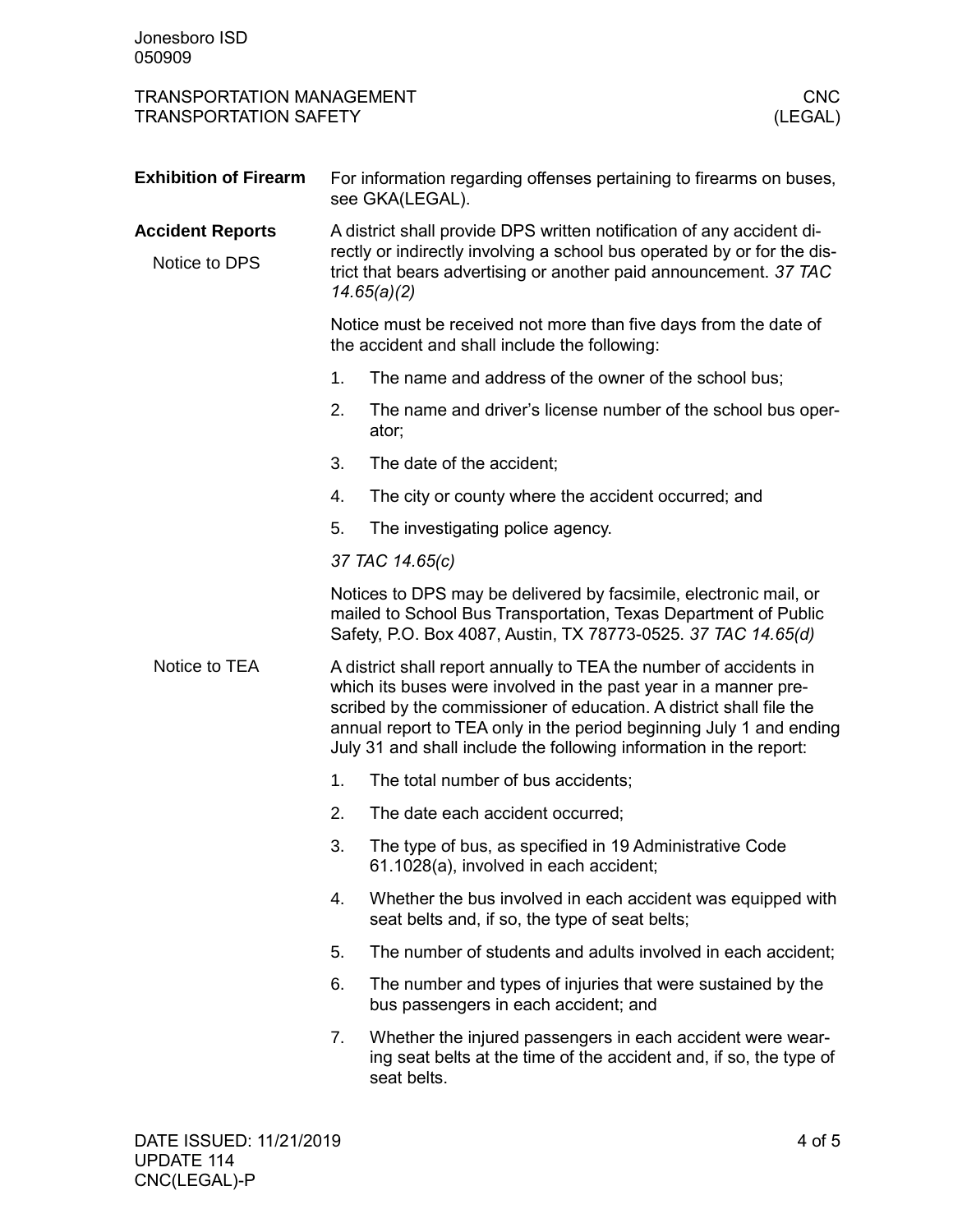## Exhibition of Firearm

For information regarding offenses pertaining to firearms on buses, see GKA(LEGAL).

## Accident Reports

### Notice to DPS

A district shall provide DPS written notification of any accident directly or indirectly involving a school bus operated by or for the district that bears advertising or another paid announcement. *37 TAC 14.65(a)(2)*

Notice must be received not more than five days from the date of the accident and shall include the following:

1. The name and address of the owner of the school bus;
2. The name and driver's license number of the school bus operator;
3. The date of the accident;
4. The city or county where the accident occurred; and
5. The investigating police agency.

*37 TAC 14.65(c)*

Notices to DPS may be delivered by facsimile, electronic mail, or mailed to School Bus Transportation, Texas Department of Public Safety, P.O. Box 4087, Austin, TX 78773-0525. *37 TAC 14.65(d)*

### Notice to TEA

A district shall report annually to TEA the number of accidents in which its buses were involved in the past year in a manner prescribed by the commissioner of education. A district shall file the annual report to TEA only in the period beginning July 1 and ending July 31 and shall include the following information in the report:

1. The total number of bus accidents;
2. The date each accident occurred;
3. The type of bus, as specified in 19 Administrative Code 61.1028(a), involved in each accident;
4. Whether the bus involved in each accident was equipped with seat belts and, if so, the type of seat belts;
5. The number of students and adults involved in each accident;
6. The number and types of injuries that were sustained by the bus passengers in each accident; and
7. Whether the injured passengers in each accident were wearing seat belts at the time of the accident and, if so, the type of seat belts.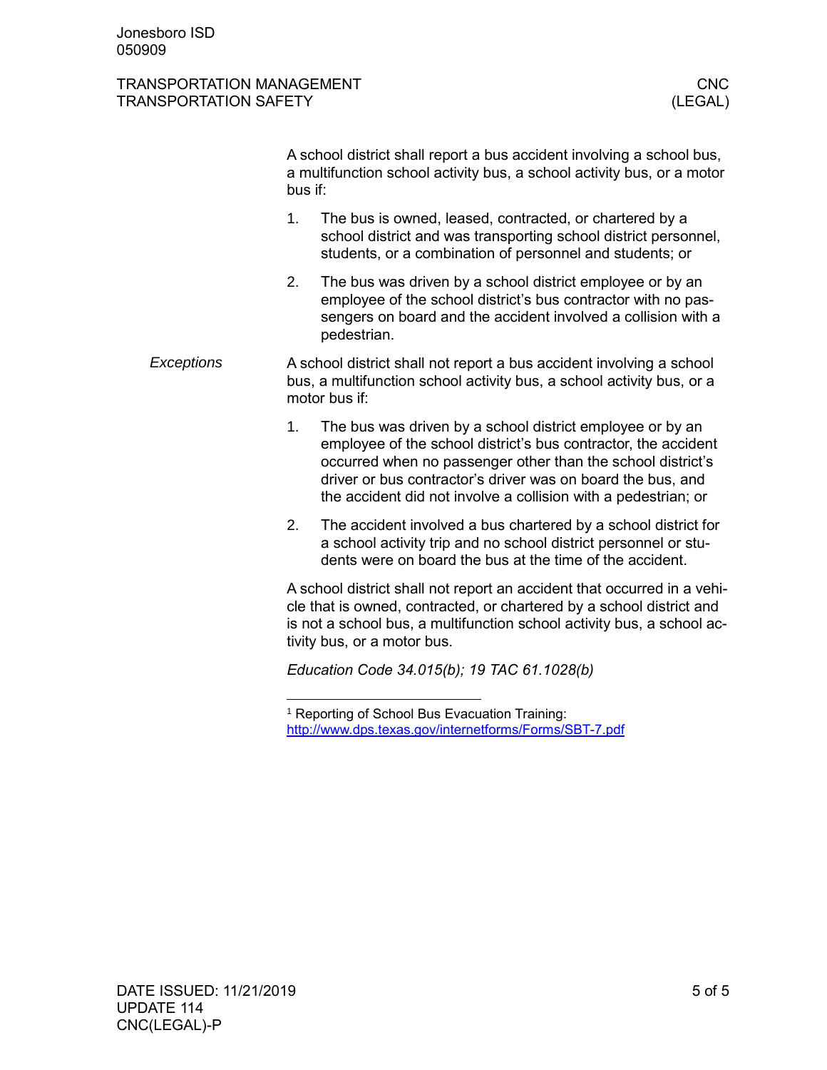A school district shall report a bus accident involving a school bus, a multifunction school activity bus, a school activity bus, or a motor bus if:

1. The bus is owned, leased, contracted, or chartered by a school district and was transporting school district personnel, students, or a combination of personnel and students; or
2. The bus was driven by a school district employee or by an employee of the school district's bus contractor with no passengers on board and the accident involved a collision with a pedestrian.

*Exceptions*

A school district shall not report a bus accident involving a school bus, a multifunction school activity bus, a school activity bus, or a motor bus if:

1. The bus was driven by a school district employee or by an employee of the school district's bus contractor, the accident occurred when no passenger other than the school district's driver or bus contractor's driver was on board the bus, and the accident did not involve a collision with a pedestrian; or
2. The accident involved a bus chartered by a school district for a school activity trip and no school district personnel or students were on board the bus at the time of the accident.

A school district shall not report an accident that occurred in a vehicle that is owned, contracted, or chartered by a school district and is not a school bus, a multifunction school activity bus, a school activity bus, or a motor bus.

*Education Code 34.015(b); 19 TAC 61.1028(b)*

---

[1] Reporting of School Bus Evacuation Training: http://www.dps.texas.gov/internetforms/Forms/SBT-7.pdf